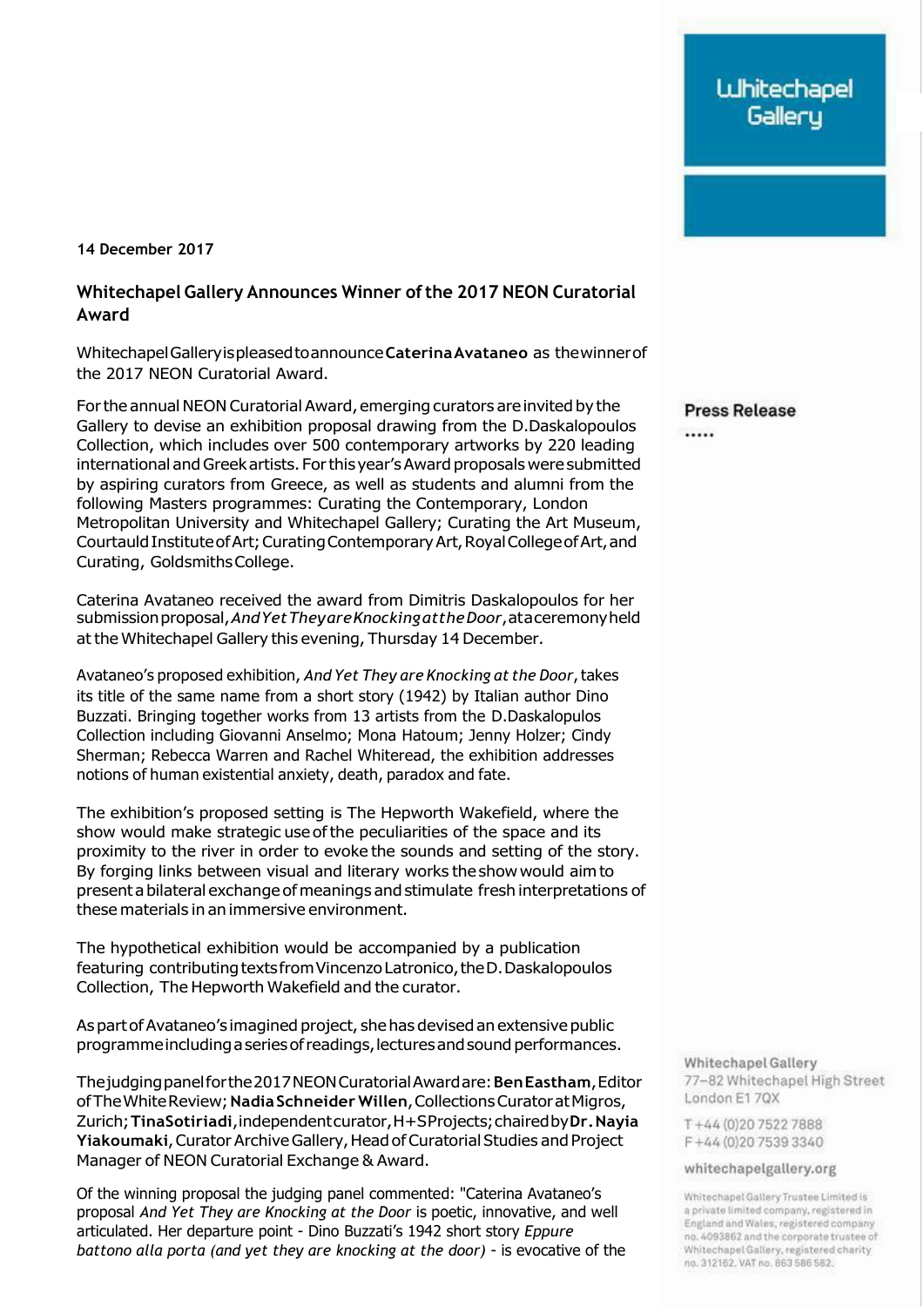**14 December 2017**

## Whitechapel Gallery Announces Winner of the 2017 NEON Curatorial Award

Whitechapel Gallery is pleased to announce **Caterina Avataneo** as the winner of the 2017 NEON Curatorial Award.

For the annual NEON Curatorial Award, emerging curators are invited by the Gallery to devise an exhibition proposal drawing from the D.Daskalopoulos Collection, which includes over 500 contemporary artworks by 220 leading international and Greek artists. For this year's Award proposals were submitted by aspiring curators from Greece, as well as students and alumni from the following Masters programmes: Curating the Contemporary, London Metropolitan University and Whitechapel Gallery; Curating the Art Museum, Courtauld Institute of Art; Curating Contemporary Art, Royal College of Art, and Curating, Goldsmiths College.

Caterina Avataneo received the award from Dimitris Daskalopoulos for her submission proposal, *And Yet They are Knocking at the Door*, at a ceremony held at the Whitechapel Gallery this evening, Thursday 14 December.

Avataneo's proposed exhibition, *And Yet They are Knocking at the Door*, takes its title of the same name from a short story (1942) by Italian author Dino Buzzati. Bringing together works from 13 artists from the D.Daskalopulos Collection including Giovanni Anselmo; Mona Hatoum; Jenny Holzer; Cindy Sherman; Rebecca Warren and Rachel Whiteread, the exhibition addresses notions of human existential anxiety, death, paradox and fate.

The exhibition's proposed setting is The Hepworth Wakefield, where the show would make strategic use of the peculiarities of the space and its proximity to the river in order to evoke the sounds and setting of the story. By forging links between visual and literary works the show would aim to present a bilateral exchange of meanings and stimulate fresh interpretations of these materials in an immersive environment.

The hypothetical exhibition would be accompanied by a publication featuring contributing texts from Vincenzo Latronico, the D. Daskalopoulos Collection, The Hepworth Wakefield and the curator.

As part of Avataneo's imagined project, she has devised an extensive public programme including a series of readings, lectures and sound performances.

The judging panel for the 2017 NEON Curatorial Award are: **Ben Eastham**, Editor of The White Review; **Nadia Schneider Willen**, Collections Curator at Migros, Zurich; **Tina Sotiriadi**, independent curator, H+S Projects; chaired by **Dr. Nayia Yiakoumaki**, Curator Archive Gallery, Head of Curatorial Studies and Project Manager of NEON Curatorial Exchange & Award.

Of the winning proposal the judging panel commented: "Caterina Avataneo's proposal *And Yet They are Knocking at the Door* is poetic, innovative, and well articulated. Her departure point - Dino Buzzati's 1942 short story *Eppure battono alla porta (and yet they are knocking at the door)* - is evocative of the

Press Release

Whitechapel Gallery
77–82 Whitechapel High Street
London E1 7QX

T +44 (0)20 7522 7888
F +44 (0)20 7539 3340

whitechapelgallery.org

Whitechapel Gallery Trustee Limited is a private limited company, registered in England and Wales, registered company no. 4093862 and the corporate trustee of Whitechapel Gallery, registered charity no. 312162. VAT no. 863 586 582.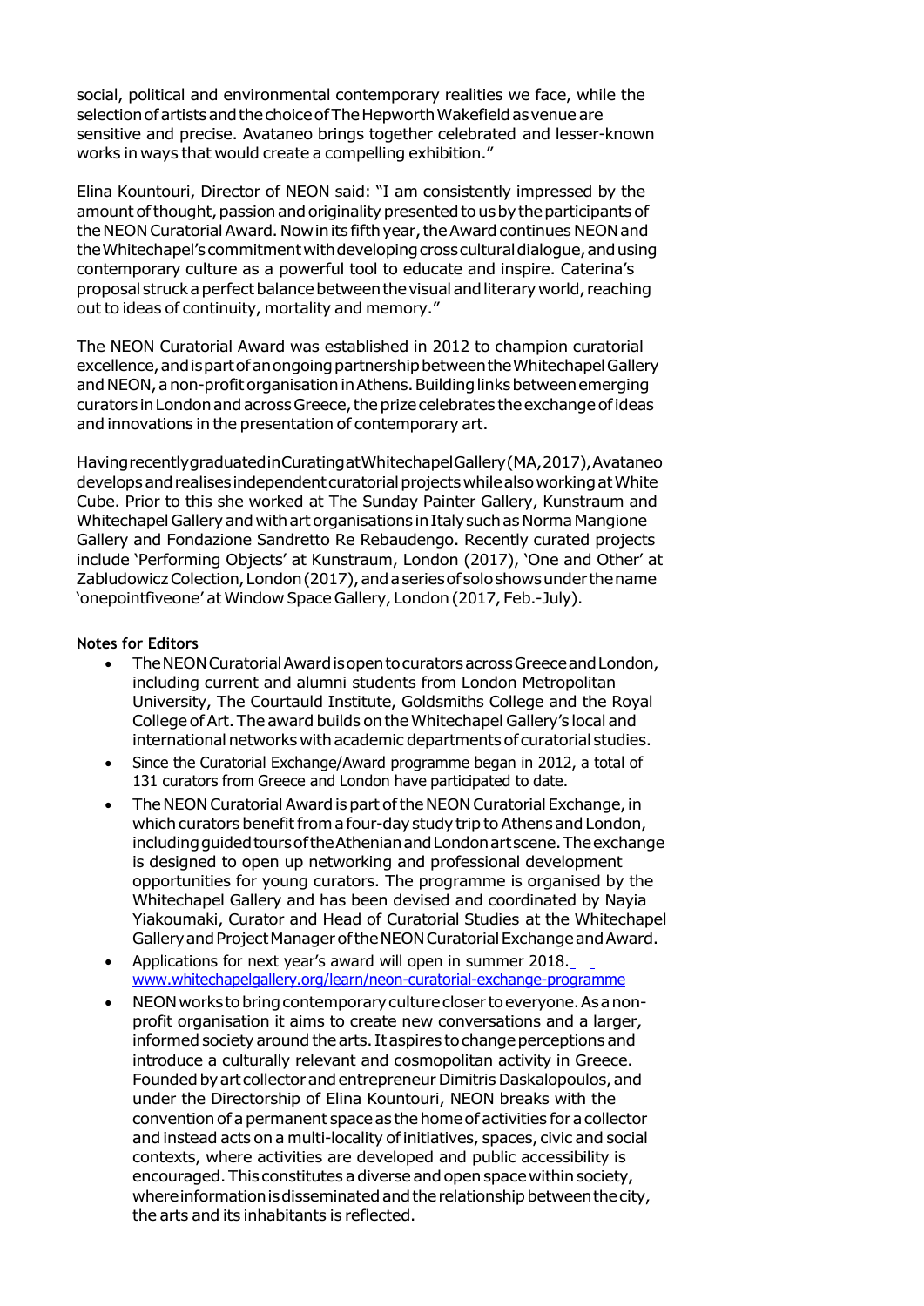social, political and environmental contemporary realities we face, while the selection of artists and the choice of The Hepworth Wakefield as venue are sensitive and precise. Avataneo brings together celebrated and lesser-known works in ways that would create a compelling exhibition."

Elina Kountouri, Director of NEON said: "I am consistently impressed by the amount of thought, passion and originality presented to us by the participants of the NEON Curatorial Award. Now in its fifth year, the Award continues NEON and the Whitechapel's commitment with developing cross cultural dialogue, and using contemporary culture as a powerful tool to educate and inspire. Caterina's proposal struck a perfect balance between the visual and literary world, reaching out to ideas of continuity, mortality and memory."

The NEON Curatorial Award was established in 2012 to champion curatorial excellence, and is part of an ongoing partnership between the Whitechapel Gallery and NEON, a non-profit organisation in Athens. Building links between emerging curators in London and across Greece, the prize celebrates the exchange of ideas and innovations in the presentation of contemporary art.

Having recently graduated in Curating at Whitechapel Gallery (MA, 2017), Avataneo develops and realises independent curatorial projects while also working at White Cube. Prior to this she worked at The Sunday Painter Gallery, Kunstraum and Whitechapel Gallery and with art organisations in Italy such as Norma Mangione Gallery and Fondazione Sandretto Re Rebaudengo. Recently curated projects include 'Performing Objects' at Kunstraum, London (2017), 'One and Other' at Zabludowicz Colection, London (2017), and a series of solo shows under the name 'onepointfiveone' at Window Space Gallery, London (2017, Feb.-July).

**Notes for Editors**

- The NEON Curatorial Award is open to curators across Greece and London, including current and alumni students from London Metropolitan University, The Courtauld Institute, Goldsmiths College and the Royal College of Art. The award builds on the Whitechapel Gallery's local and international networks with academic departments of curatorial studies.
- Since the Curatorial Exchange/Award programme began in 2012, a total of 131 curators from Greece and London have participated to date.
- The NEON Curatorial Award is part of the NEON Curatorial Exchange, in which curators benefit from a four-day study trip to Athens and London, including guided tours of the Athenian and London art scene. The exchange is designed to open up networking and professional development opportunities for young curators. The programme is organised by the Whitechapel Gallery and has been devised and coordinated by Nayia Yiakoumaki, Curator and Head of Curatorial Studies at the Whitechapel Gallery and Project Manager of the NEON Curatorial Exchange and Award.
- Applications for next year's award will open in summer 2018. www.whitechapelgallery.org/learn/neon-curatorial-exchange-programme
- NEON works to bring contemporary culture closer to everyone. As a non-profit organisation it aims to create new conversations and a larger, informed society around the arts. It aspires to change perceptions and introduce a culturally relevant and cosmopolitan activity in Greece. Founded by art collector and entrepreneur Dimitris Daskalopoulos, and under the Directorship of Elina Kountouri, NEON breaks with the convention of a permanent space as the home of activities for a collector and instead acts on a multi-locality of initiatives, spaces, civic and social contexts, where activities are developed and public accessibility is encouraged. This constitutes a diverse and open space within society, where information is disseminated and the relationship between the city, the arts and its inhabitants is reflected.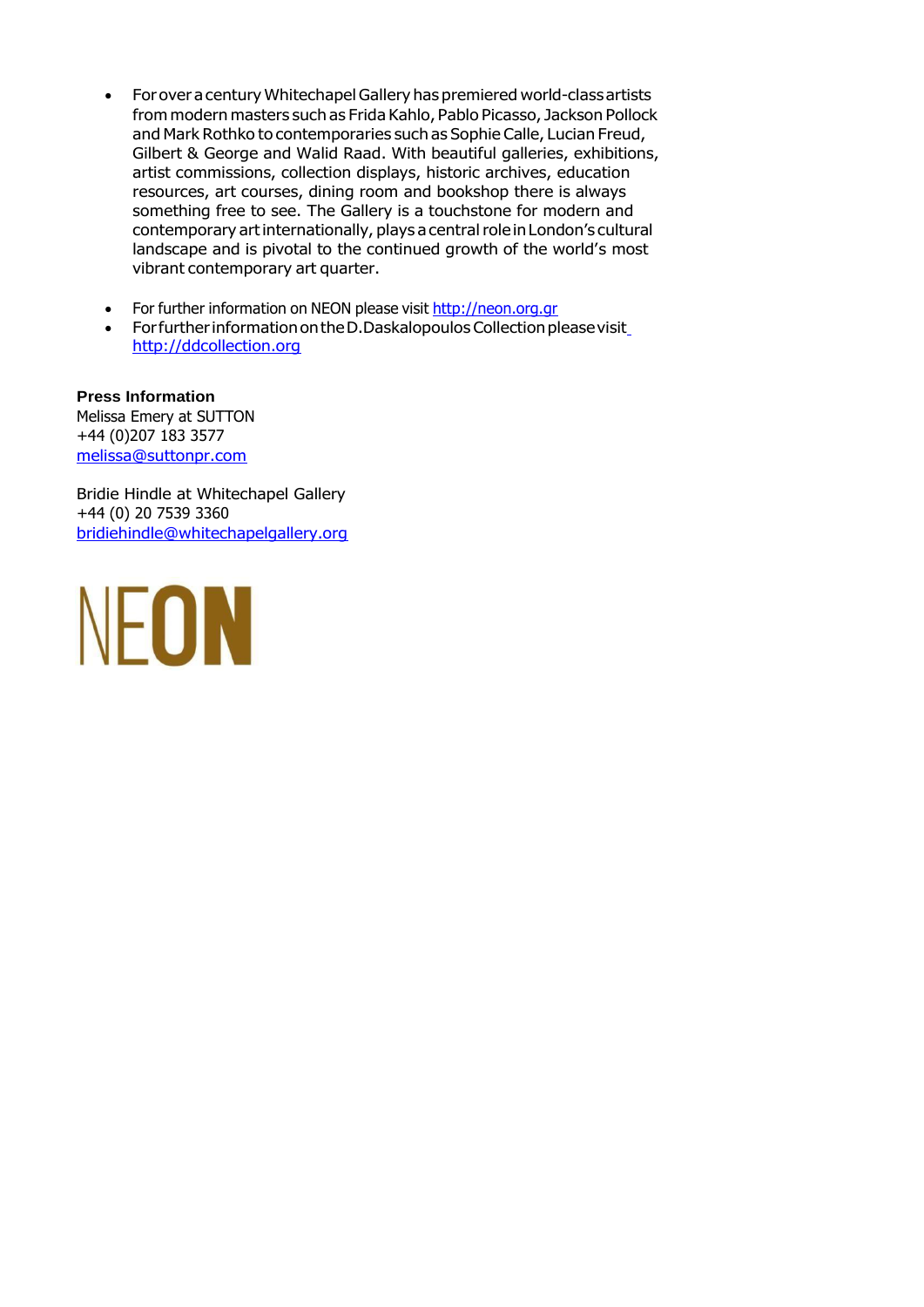- For over a century Whitechapel Gallery has premiered world-class artists from modern masters such as Frida Kahlo, Pablo Picasso, Jackson Pollock and Mark Rothko to contemporaries such as Sophie Calle, Lucian Freud, Gilbert & George and Walid Raad. With beautiful galleries, exhibitions, artist commissions, collection displays, historic archives, education resources, art courses, dining room and bookshop there is always something free to see. The Gallery is a touchstone for modern and contemporary art internationally, plays a central role in London's cultural landscape and is pivotal to the continued growth of the world's most vibrant contemporary art quarter.

- For further information on NEON please visit http://neon.org.gr
- For further information on the D.Daskalopoulos Collection please visit http://ddcollection.org

**Press Information**
Melissa Emery at SUTTON
+44 (0)207 183 3577
melissa@suttonpr.com

Bridie Hindle at Whitechapel Gallery
+44 (0) 20 7539 3360
bridiehindle@whitechapelgallery.org

NEON